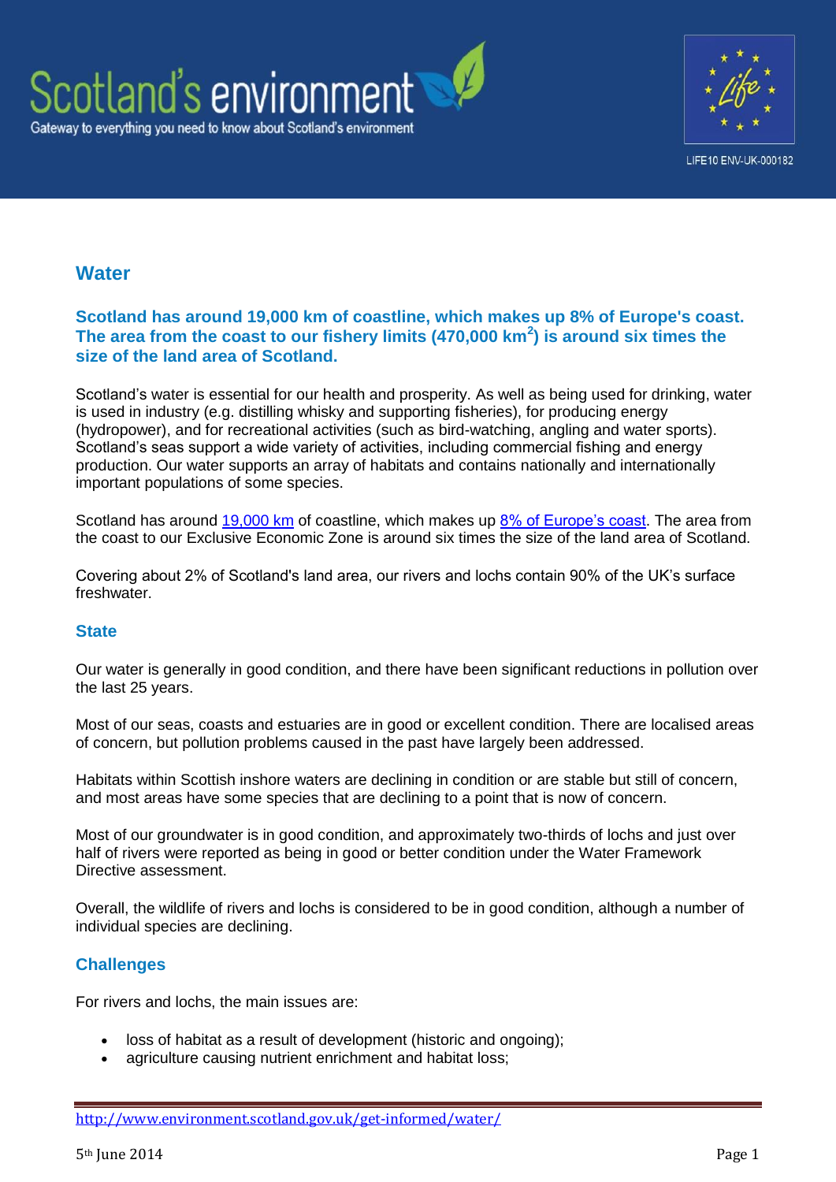# Scotland's environment

Gateway to everything you need to know about Scotland's environment

LIFE10 ENV-UK-000182

## Water

**Scotland has around 19,000 km of coastline, which makes up 8% of Europe's coast. The area from the coast to our fishery limits (470,000 km$^2$) is around six times the size of the land area of Scotland.**

Scotland's water is essential for our health and prosperity. As well as being used for drinking, water is used in industry (e.g. distilling whisky and supporting fisheries), for producing energy (hydropower), and for recreational activities (such as bird-watching, angling and water sports). Scotland's seas support a wide variety of activities, including commercial fishing and energy production. Our water supports an array of habitats and contains nationally and internationally important populations of some species.

Scotland has around 19,000 km of coastline, which makes up 8% of Europe's coast. The area from the coast to our Exclusive Economic Zone is around six times the size of the land area of Scotland.

Covering about 2% of Scotland's land area, our rivers and lochs contain 90% of the UK's surface freshwater.

### State

Our water is generally in good condition, and there have been significant reductions in pollution over the last 25 years.

Most of our seas, coasts and estuaries are in good or excellent condition. There are localised areas of concern, but pollution problems caused in the past have largely been addressed.

Habitats within Scottish inshore waters are declining in condition or are stable but still of concern, and most areas have some species that are declining to a point that is now of concern.

Most of our groundwater is in good condition, and approximately two-thirds of lochs and just over half of rivers were reported as being in good or better condition under the Water Framework Directive assessment.

Overall, the wildlife of rivers and lochs is considered to be in good condition, although a number of individual species are declining.

### Challenges

For rivers and lochs, the main issues are:

- loss of habitat as a result of development (historic and ongoing);
- agriculture causing nutrient enrichment and habitat loss;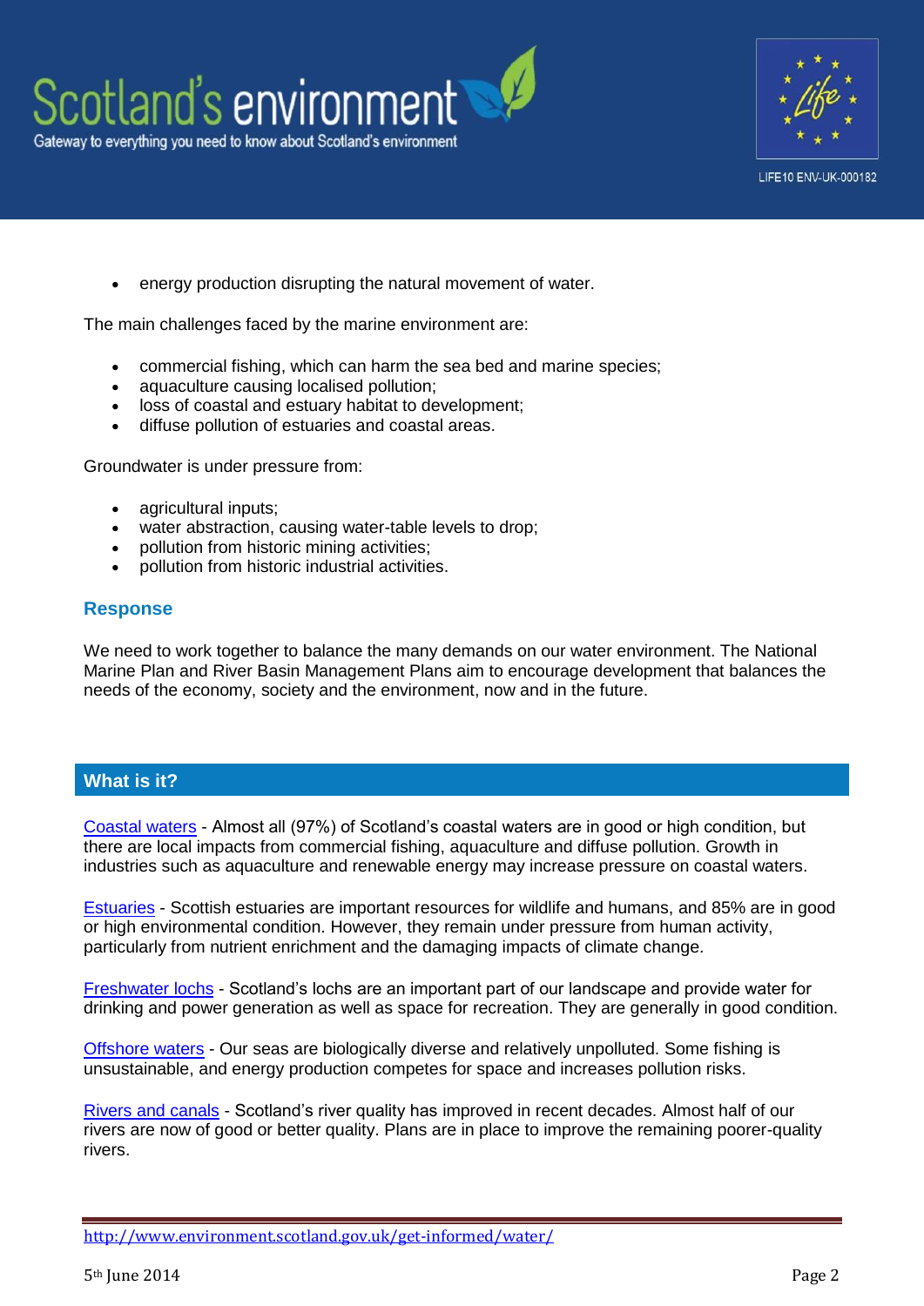- energy production disrupting the natural movement of water.

The main challenges faced by the marine environment are:

- commercial fishing, which can harm the sea bed and marine species;
- aquaculture causing localised pollution;
- loss of coastal and estuary habitat to development;
- diffuse pollution of estuaries and coastal areas.

Groundwater is under pressure from:

- agricultural inputs;
- water abstraction, causing water-table levels to drop;
- pollution from historic mining activities;
- pollution from historic industrial activities.

### Response

We need to work together to balance the many demands on our water environment. The National Marine Plan and River Basin Management Plans aim to encourage development that balances the needs of the economy, society and the environment, now and in the future.

## What is it?

Coastal waters - Almost all (97%) of Scotland's coastal waters are in good or high condition, but there are local impacts from commercial fishing, aquaculture and diffuse pollution. Growth in industries such as aquaculture and renewable energy may increase pressure on coastal waters.

Estuaries - Scottish estuaries are important resources for wildlife and humans, and 85% are in good or high environmental condition. However, they remain under pressure from human activity, particularly from nutrient enrichment and the damaging impacts of climate change.

Freshwater lochs - Scotland's lochs are an important part of our landscape and provide water for drinking and power generation as well as space for recreation. They are generally in good condition.

Offshore waters - Our seas are biologically diverse and relatively unpolluted. Some fishing is unsustainable, and energy production competes for space and increases pollution risks.

Rivers and canals - Scotland's river quality has improved in recent decades. Almost half of our rivers are now of good or better quality. Plans are in place to improve the remaining poorer-quality rivers.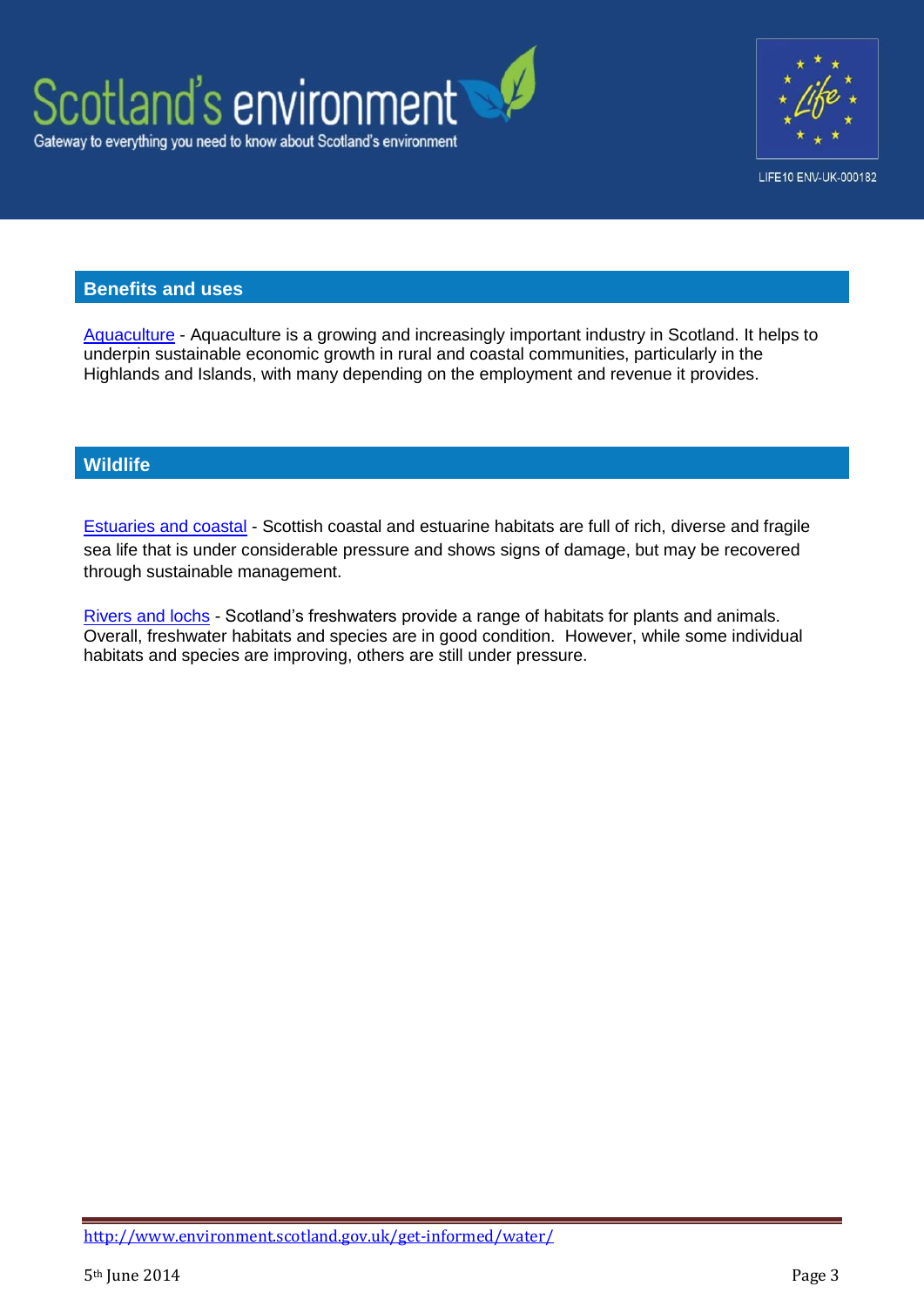## Benefits and uses

Aquaculture - Aquaculture is a growing and increasingly important industry in Scotland. It helps to underpin sustainable economic growth in rural and coastal communities, particularly in the Highlands and Islands, with many depending on the employment and revenue it provides.

## Wildlife

Estuaries and coastal - Scottish coastal and estuarine habitats are full of rich, diverse and fragile sea life that is under considerable pressure and shows signs of damage, but may be recovered through sustainable management.

Rivers and lochs - Scotland's freshwaters provide a range of habitats for plants and animals. Overall, freshwater habitats and species are in good condition. However, while some individual habitats and species are improving, others are still under pressure.